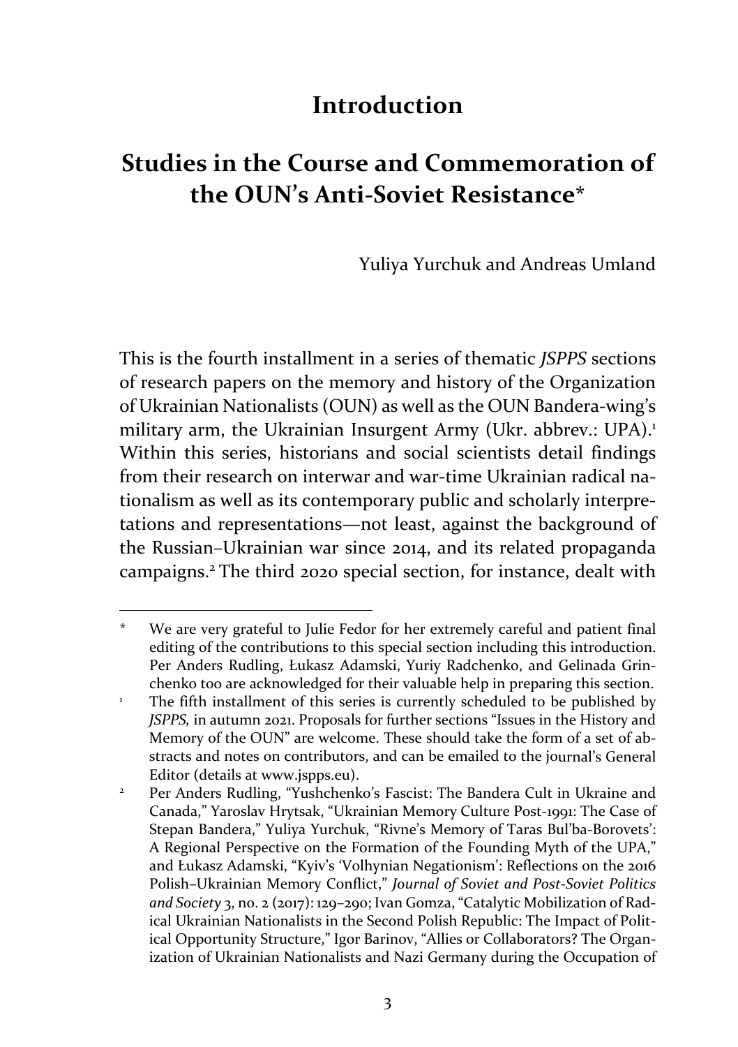# Introduction

## Studies in the Course and Commemoration of the OUN's Anti-Soviet Resistance*

Yuliya Yurchuk and Andreas Umland

This is the fourth installment in a series of thematic *JSPPS* sections of research papers on the memory and history of the Organization of Ukrainian Nationalists (OUN) as well as the OUN Bandera-wing's military arm, the Ukrainian Insurgent Army (Ukr. abbrev.: UPA).[1] Within this series, historians and social scientists detail findings from their research on interwar and war-time Ukrainian radical nationalism as well as its contemporary public and scholarly interpretations and representations—not least, against the background of the Russian–Ukrainian war since 2014, and its related propaganda campaigns.[2] The third 2020 special section, for instance, dealt with

---

\* We are very grateful to Julie Fedor for her extremely careful and patient final editing of the contributions to this special section including this introduction. Per Anders Rudling, Łukasz Adamski, Yuriy Radchenko, and Gelinada Grinchenko too are acknowledged for their valuable help in preparing this section.

[1] The fifth installment of this series is currently scheduled to be published by *JSPPS,* in autumn 2021. Proposals for further sections "Issues in the History and Memory of the OUN" are welcome. These should take the form of a set of abstracts and notes on contributors, and can be emailed to the journal's General Editor (details at www.jspps.eu).

[2] Per Anders Rudling, "Yushchenko's Fascist: The Bandera Cult in Ukraine and Canada," Yaroslav Hrytsak, "Ukrainian Memory Culture Post-1991: The Case of Stepan Bandera," Yuliya Yurchuk, "Rivne's Memory of Taras Bul'ba-Borovets': A Regional Perspective on the Formation of the Founding Myth of the UPA," and Łukasz Adamski, "Kyiv's 'Volhynian Negationism': Reflections on the 2016 Polish–Ukrainian Memory Conflict," *Journal of Soviet and Post-Soviet Politics and Society* 3, no. 2 (2017): 129–290; Ivan Gomza, "Catalytic Mobilization of Radical Ukrainian Nationalists in the Second Polish Republic: The Impact of Political Opportunity Structure," Igor Barinov, "Allies or Collaborators? The Organization of Ukrainian Nationalists and Nazi Germany during the Occupation of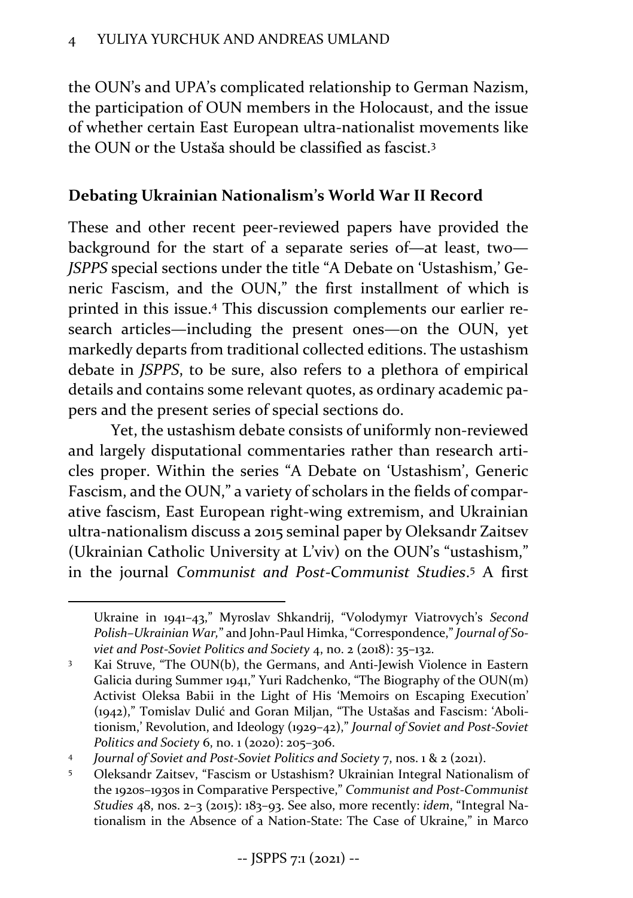the OUN's and UPA's complicated relationship to German Nazism, the participation of OUN members in the Holocaust, and the issue of whether certain East European ultra-nationalist movements like the OUN or the Ustaša should be classified as fascist.[3]

## Debating Ukrainian Nationalism's World War II Record

These and other recent peer-reviewed papers have provided the background for the start of a separate series of—at least, two—*JSPPS* special sections under the title "A Debate on 'Ustashism,' Generic Fascism, and the OUN," the first installment of which is printed in this issue.[4] This discussion complements our earlier research articles—including the present ones—on the OUN, yet markedly departs from traditional collected editions. The ustashism debate in *JSPPS*, to be sure, also refers to a plethora of empirical details and contains some relevant quotes, as ordinary academic papers and the present series of special sections do.

Yet, the ustashism debate consists of uniformly non-reviewed and largely disputational commentaries rather than research articles proper. Within the series "A Debate on 'Ustashism', Generic Fascism, and the OUN," a variety of scholars in the fields of comparative fascism, East European right-wing extremism, and Ukrainian ultra-nationalism discuss a 2015 seminal paper by Oleksandr Zaitsev (Ukrainian Catholic University at L'viv) on the OUN's "ustashism," in the journal *Communist and Post-Communist Studies*.[5] A first

---

Ukraine in 1941–43," Myroslav Shkandrij, "Volodymyr Viatrovych's *Second Polish–Ukrainian War*," and John-Paul Himka, "Correspondence," *Journal of Soviet and Post-Soviet Politics and Society* 4, no. 2 (2018): 35–132.

[3] Kai Struve, "The OUN(b), the Germans, and Anti-Jewish Violence in Eastern Galicia during Summer 1941," Yuri Radchenko, "The Biography of the OUN(m) Activist Oleksa Babii in the Light of His 'Memoirs on Escaping Execution' (1942)," Tomislav Dulić and Goran Miljan, "The Ustašas and Fascism: 'Abolitionism,' Revolution, and Ideology (1929–42)," *Journal of Soviet and Post-Soviet Politics and Society* 6, no. 1 (2020): 205–306.

[4] *Journal of Soviet and Post-Soviet Politics and Society* 7, nos. 1 & 2 (2021).

[5] Oleksandr Zaitsev, "Fascism or Ustashism? Ukrainian Integral Nationalism of the 1920s–1930s in Comparative Perspective," *Communist and Post-Communist Studies* 48, nos. 2–3 (2015): 183–93. See also, more recently: *idem*, "Integral Nationalism in the Absence of a Nation-State: The Case of Ukraine," in Marco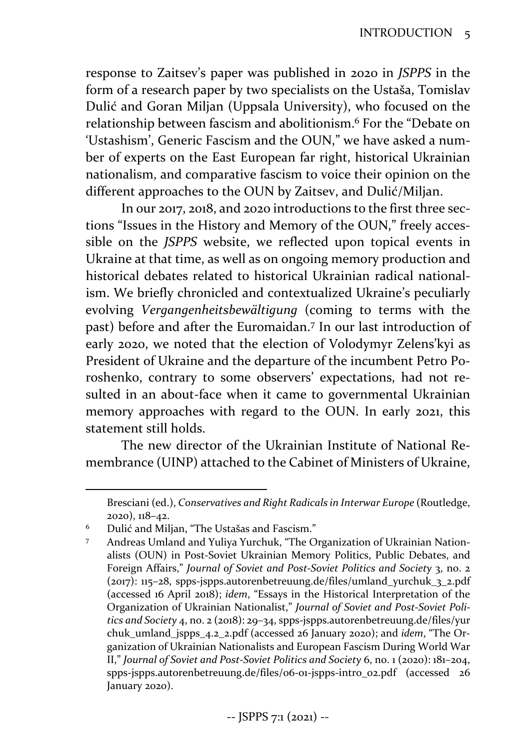response to Zaitsev's paper was published in 2020 in *JSPPS* in the form of a research paper by two specialists on the Ustaša, Tomislav Dulić and Goran Miljan (Uppsala University), who focused on the relationship between fascism and abolitionism.[6] For the "Debate on 'Ustashism', Generic Fascism and the OUN," we have asked a number of experts on the East European far right, historical Ukrainian nationalism, and comparative fascism to voice their opinion on the different approaches to the OUN by Zaitsev, and Dulić/Miljan.

In our 2017, 2018, and 2020 introductions to the first three sections "Issues in the History and Memory of the OUN," freely accessible on the *JSPPS* website, we reflected upon topical events in Ukraine at that time, as well as on ongoing memory production and historical debates related to historical Ukrainian radical nationalism. We briefly chronicled and contextualized Ukraine's peculiarly evolving *Vergangenheitsbewältigung* (coming to terms with the past) before and after the Euromaidan.[7] In our last introduction of early 2020, we noted that the election of Volodymyr Zelens'kyi as President of Ukraine and the departure of the incumbent Petro Poroshenko, contrary to some observers' expectations, had not resulted in an about-face when it came to governmental Ukrainian memory approaches with regard to the OUN. In early 2021, this statement still holds.

The new director of the Ukrainian Institute of National Remembrance (UINP) attached to the Cabinet of Ministers of Ukraine,

---

Bresciani (ed.), *Conservatives and Right Radicals in Interwar Europe* (Routledge, 2020), 118–42.

[6] Dulić and Miljan, "The Ustašas and Fascism."

[7] Andreas Umland and Yuliya Yurchuk, "The Organization of Ukrainian Nationalists (OUN) in Post-Soviet Ukrainian Memory Politics, Public Debates, and Foreign Affairs," *Journal of Soviet and Post-Soviet Politics and Society* 3, no. 2 (2017): 115–28, spps-jspps.autorenbetreuung.de/files/umland_yurchuk_3_2.pdf (accessed 16 April 2018); *idem*, "Essays in the Historical Interpretation of the Organization of Ukrainian Nationalist," *Journal of Soviet and Post-Soviet Politics and Society* 4, no. 2 (2018): 29–34, spps-jspps.autorenbetreuung.de/files/yurchuk_umland_jspps_4.2_2.pdf (accessed 26 January 2020); and *idem*, "The Organization of Ukrainian Nationalists and European Fascism During World War II," *Journal of Soviet and Post-Soviet Politics and Society* 6, no. 1 (2020): 181–204, spps-jspps.autorenbetreuung.de/files/06-01-jspps-intro_02.pdf (accessed 26 January 2020).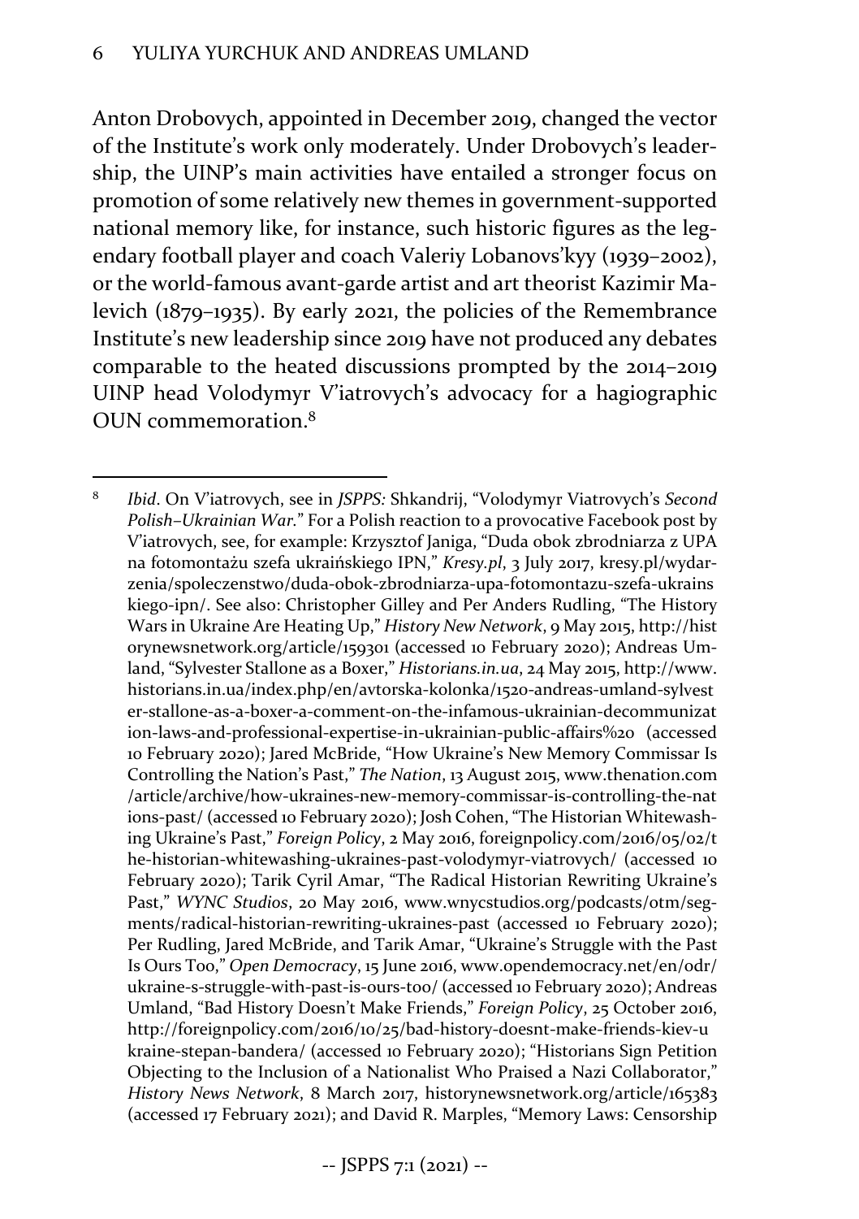Anton Drobovych, appointed in December 2019, changed the vector of the Institute's work only moderately. Under Drobovych's leadership, the UINP's main activities have entailed a stronger focus on promotion of some relatively new themes in government-supported national memory like, for instance, such historic figures as the legendary football player and coach Valeriy Lobanovs'kyy (1939–2002), or the world-famous avant-garde artist and art theorist Kazimir Malevich (1879–1935). By early 2021, the policies of the Remembrance Institute's new leadership since 2019 have not produced any debates comparable to the heated discussions prompted by the 2014–2019 UINP head Volodymyr V'iatrovych's advocacy for a hagiographic OUN commemoration.[8]

---

[8] *Ibid*. On V'iatrovych, see in *JSPPS:* Shkandrij, "Volodymyr Viatrovych's *Second Polish–Ukrainian War*." For a Polish reaction to a provocative Facebook post by V'iatrovych, see, for example: Krzysztof Janiga, "Duda obok zbrodniarza z UPA na fotomontażu szefa ukraińskiego IPN," *Kresy.pl*, 3 July 2017, kresy.pl/wydarzenia/spoleczenstwo/duda-obok-zbrodniarza-upa-fotomontazu-szefa-ukrainskiego-ipn/. See also: Christopher Gilley and Per Anders Rudling, "The History Wars in Ukraine Are Heating Up," *History New Network*, 9 May 2015, http://historynewsnetwork.org/article/159301 (accessed 10 February 2020); Andreas Umland, "Sylvester Stallone as a Boxer," *Historians.in.ua*, 24 May 2015, http://www.historians.in.ua/index.php/en/avtorska-kolonka/1520-andreas-umland-sylvester-stallone-as-a-boxer-a-comment-on-the-infamous-ukrainian-decommunization-laws-and-professional-expertise-in-ukrainian-public-affairs%20 (accessed 10 February 2020); Jared McBride, "How Ukraine's New Memory Commissar Is Controlling the Nation's Past," *The Nation*, 13 August 2015, www.thenation.com/article/archive/how-ukraines-new-memory-commissar-is-controlling-the-nations-past/ (accessed 10 February 2020); Josh Cohen, "The Historian Whitewashing Ukraine's Past," *Foreign Policy*, 2 May 2016, foreignpolicy.com/2016/05/02/the-historian-whitewashing-ukraines-past-volodymyr-viatrovych/ (accessed 10 February 2020); Tarik Cyril Amar, "The Radical Historian Rewriting Ukraine's Past," *WYNC Studios*, 20 May 2016, www.wnycstudios.org/podcasts/otm/segments/radical-historian-rewriting-ukraines-past (accessed 10 February 2020); Per Rudling, Jared McBride, and Tarik Amar, "Ukraine's Struggle with the Past Is Ours Too," *Open Democracy*, 15 June 2016, www.opendemocracy.net/en/odr/ukraine-s-struggle-with-past-is-ours-too/ (accessed 10 February 2020); Andreas Umland, "Bad History Doesn't Make Friends," *Foreign Policy*, 25 October 2016, http://foreignpolicy.com/2016/10/25/bad-history-doesnt-make-friends-kiev-ukraine-stepan-bandera/ (accessed 10 February 2020); "Historians Sign Petition Objecting to the Inclusion of a Nationalist Who Praised a Nazi Collaborator," *History News Network*, 8 March 2017, historynewsnetwork.org/article/165383 (accessed 17 February 2021); and David R. Marples, "Memory Laws: Censorship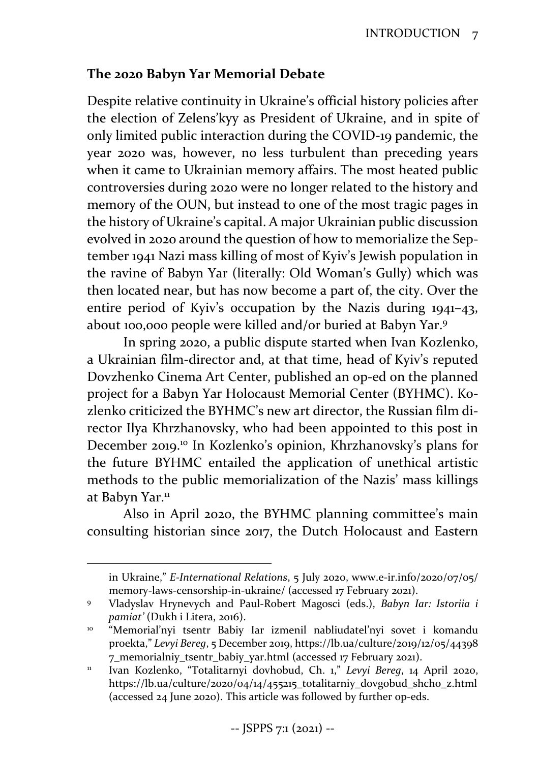## The 2020 Babyn Yar Memorial Debate

Despite relative continuity in Ukraine's official history policies after the election of Zelens'kyy as President of Ukraine, and in spite of only limited public interaction during the COVID-19 pandemic, the year 2020 was, however, no less turbulent than preceding years when it came to Ukrainian memory affairs. The most heated public controversies during 2020 were no longer related to the history and memory of the OUN, but instead to one of the most tragic pages in the history of Ukraine's capital. A major Ukrainian public discussion evolved in 2020 around the question of how to memorialize the September 1941 Nazi mass killing of most of Kyiv's Jewish population in the ravine of Babyn Yar (literally: Old Woman's Gully) which was then located near, but has now become a part of, the city. Over the entire period of Kyiv's occupation by the Nazis during 1941–43, about 100,000 people were killed and/or buried at Babyn Yar.[9]

In spring 2020, a public dispute started when Ivan Kozlenko, a Ukrainian film-director and, at that time, head of Kyiv's reputed Dovzhenko Cinema Art Center, published an op-ed on the planned project for a Babyn Yar Holocaust Memorial Center (BYHMC). Kozlenko criticized the BYHMC's new art director, the Russian film director Ilya Khrzhanovsky, who had been appointed to this post in December 2019.[10] In Kozlenko's opinion, Khrzhanovsky's plans for the future BYHMC entailed the application of unethical artistic methods to the public memorialization of the Nazis' mass killings at Babyn Yar.[11]

Also in April 2020, the BYHMC planning committee's main consulting historian since 2017, the Dutch Holocaust and Eastern

---

in Ukraine," *E-International Relations*, 5 July 2020, www.e-ir.info/2020/07/05/memory-laws-censorship-in-ukraine/ (accessed 17 February 2021).

[9] Vladyslav Hrynevych and Paul-Robert Magosci (eds.), *Babyn Iar: Istoriia i pamiat'* (Dukh i Litera, 2016).

[10] "Memorial'nyi tsentr Babiy Iar izmenil nabliudatel'nyi sovet i komandu proekta," *Levyi Bereg*, 5 December 2019, https://lb.ua/culture/2019/12/05/443987_memorialniy_tsentr_babiy_yar.html (accessed 17 February 2021).

[11] Ivan Kozlenko, "Totalitarnyi dovhobud, Ch. 1," *Levyi Bereg*, 14 April 2020, https://lb.ua/culture/2020/04/14/455215_totalitarniy_dovgobud_shcho_z.html (accessed 24 June 2020). This article was followed by further op-eds.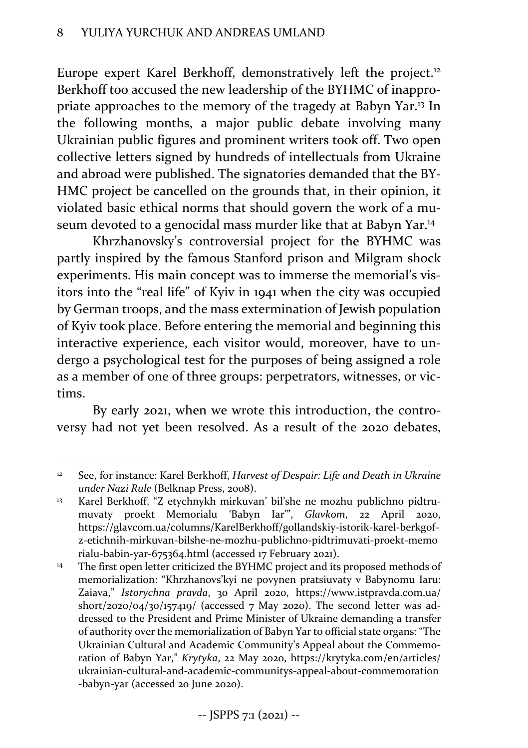Europe expert Karel Berkhoff, demonstratively left the project.[12] Berkhoff too accused the new leadership of the BYHMC of inappropriate approaches to the memory of the tragedy at Babyn Yar.[13] In the following months, a major public debate involving many Ukrainian public figures and prominent writers took off. Two open collective letters signed by hundreds of intellectuals from Ukraine and abroad were published. The signatories demanded that the BYHMC project be cancelled on the grounds that, in their opinion, it violated basic ethical norms that should govern the work of a museum devoted to a genocidal mass murder like that at Babyn Yar.[14]

Khrzhanovsky's controversial project for the BYHMC was partly inspired by the famous Stanford prison and Milgram shock experiments. His main concept was to immerse the memorial's visitors into the "real life" of Kyiv in 1941 when the city was occupied by German troops, and the mass extermination of Jewish population of Kyiv took place. Before entering the memorial and beginning this interactive experience, each visitor would, moreover, have to undergo a psychological test for the purposes of being assigned a role as a member of one of three groups: perpetrators, witnesses, or victims.

By early 2021, when we wrote this introduction, the controversy had not yet been resolved. As a result of the 2020 debates,

---

[12] See, for instance: Karel Berkhoff, *Harvest of Despair: Life and Death in Ukraine under Nazi Rule* (Belknap Press, 2008).

[13] Karel Berkhoff, "Z etychnykh mirkuvan' bil'she ne mozhu publichno pidtrumuvaty proekt Memorialu 'Babyn Iar'", *Glavkom*, 22 April 2020, https://glavcom.ua/columns/KarelBerkhoff/gollandskiy-istorik-karel-berkgof-z-etichnih-mirkuvan-bilshe-ne-mozhu-publichno-pidtrimuvati-proekt-memorialu-babin-yar-675364.html (accessed 17 February 2021).

[14] The first open letter criticized the BYHMC project and its proposed methods of memorialization: "Khrzhanovs'kyi ne povynen pratsiuvaty v Babynomu Iaru: Zaiava," *Istorychna pravda*, 30 April 2020, https://www.istpravda.com.ua/short/2020/04/30/157419/ (accessed 7 May 2020). The second letter was addressed to the President and Prime Minister of Ukraine demanding a transfer of authority over the memorialization of Babyn Yar to official state organs: "The Ukrainian Cultural and Academic Community's Appeal about the Commemoration of Babyn Yar," *Krytyka*, 22 May 2020, https://krytyka.com/en/articles/ukrainian-cultural-and-academic-communitys-appeal-about-commemoration-babyn-yar (accessed 20 June 2020).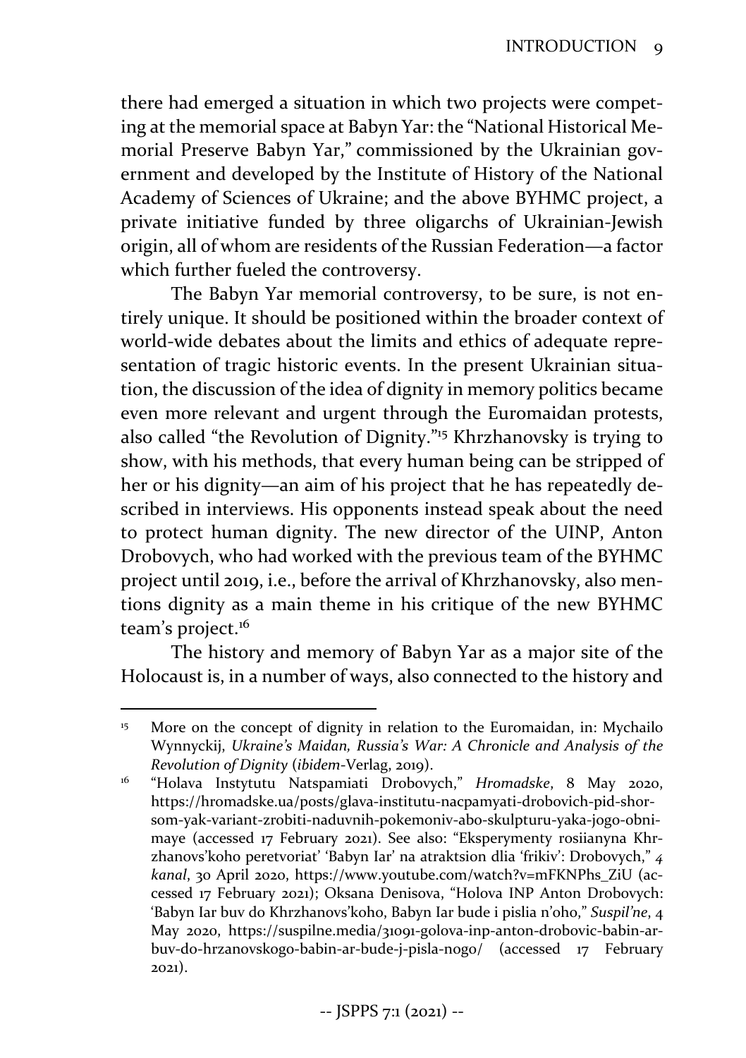there had emerged a situation in which two projects were competing at the memorial space at Babyn Yar: the "National Historical Memorial Preserve Babyn Yar," commissioned by the Ukrainian government and developed by the Institute of History of the National Academy of Sciences of Ukraine; and the above BYHMC project, a private initiative funded by three oligarchs of Ukrainian-Jewish origin, all of whom are residents of the Russian Federation—a factor which further fueled the controversy.

The Babyn Yar memorial controversy, to be sure, is not entirely unique. It should be positioned within the broader context of world-wide debates about the limits and ethics of adequate representation of tragic historic events. In the present Ukrainian situation, the discussion of the idea of dignity in memory politics became even more relevant and urgent through the Euromaidan protests, also called "the Revolution of Dignity."[15] Khrzhanovsky is trying to show, with his methods, that every human being can be stripped of her or his dignity—an aim of his project that he has repeatedly described in interviews. His opponents instead speak about the need to protect human dignity. The new director of the UINP, Anton Drobovych, who had worked with the previous team of the BYHMC project until 2019, i.e., before the arrival of Khrzhanovsky, also mentions dignity as a main theme in his critique of the new BYHMC team's project.[16]

The history and memory of Babyn Yar as a major site of the Holocaust is, in a number of ways, also connected to the history and

---

[15] More on the concept of dignity in relation to the Euromaidan, in: Mychailo Wynnyckij, *Ukraine's Maidan, Russia's War: A Chronicle and Analysis of the Revolution of Dignity* (*ibidem*-Verlag, 2019).

[16] "Holava Instytutu Natspamiati Drobovych," *Hromadske*, 8 May 2020, https://hromadske.ua/posts/glava-institutu-nacpamyati-drobovich-pid-shorsom-yak-variant-zrobiti-naduvnih-pokemoniv-abo-skulpturu-yaka-jogo-obnimaye (accessed 17 February 2021). See also: "Eksperymenty rosiianyna Khrzhanovs'koho peretvoriat' 'Babyn Iar' na atraktsion dlia 'frikiv': Drobovych," *4 kanal*, 30 April 2020, https://www.youtube.com/watch?v=mFKNPhs_ZiU (accessed 17 February 2021); Oksana Denisova, "Holova INP Anton Drobovych: 'Babyn Iar buv do Khrzhanovs'koho, Babyn Iar bude i pislia n'oho," *Suspil'ne*, 4 May 2020, https://suspilne.media/31091-golova-inp-anton-drobovic-babin-ar-buv-do-hrzanovskogo-babin-ar-bude-j-pisla-nogo/ (accessed 17 February 2021).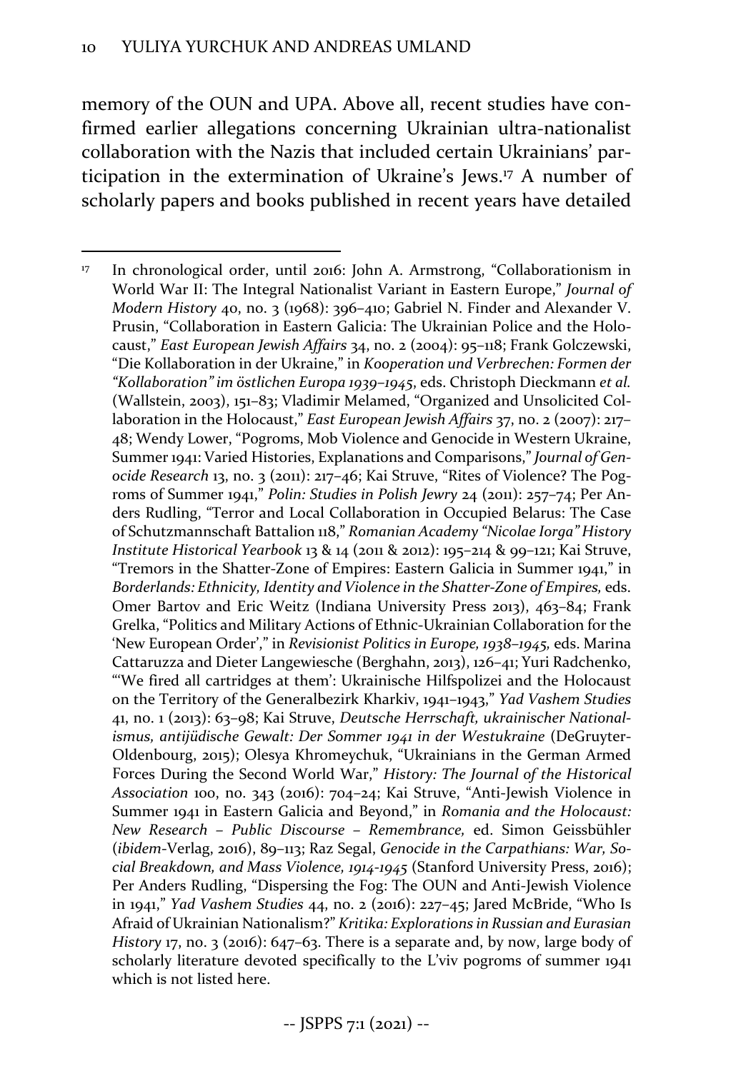memory of the OUN and UPA. Above all, recent studies have confirmed earlier allegations concerning Ukrainian ultra-nationalist collaboration with the Nazis that included certain Ukrainians' participation in the extermination of Ukraine's Jews.[17] A number of scholarly papers and books published in recent years have detailed

[17] In chronological order, until 2016: John A. Armstrong, "Collaborationism in World War II: The Integral Nationalist Variant in Eastern Europe," *Journal of Modern History* 40, no. 3 (1968): 396–410; Gabriel N. Finder and Alexander V. Prusin, "Collaboration in Eastern Galicia: The Ukrainian Police and the Holocaust," *East European Jewish Affairs* 34, no. 2 (2004): 95–118; Frank Golczewski, "Die Kollaboration in der Ukraine," in *Kooperation und Verbrechen: Formen der "Kollaboration" im östlichen Europa 1939–1945*, eds. Christoph Dieckmann *et al.* (Wallstein, 2003), 151–83; Vladimir Melamed, "Organized and Unsolicited Collaboration in the Holocaust," *East European Jewish Affairs* 37, no. 2 (2007): 217–48; Wendy Lower, "Pogroms, Mob Violence and Genocide in Western Ukraine, Summer 1941: Varied Histories, Explanations and Comparisons," *Journal of Genocide Research* 13, no. 3 (2011): 217–46; Kai Struve, "Rites of Violence? The Pogroms of Summer 1941," *Polin: Studies in Polish Jewry* 24 (2011): 257–74; Per Anders Rudling, "Terror and Local Collaboration in Occupied Belarus: The Case of Schutzmannschaft Battalion 118," *Romanian Academy "Nicolae Iorga" History Institute Historical Yearbook* 13 & 14 (2011 & 2012): 195–214 & 99–121; Kai Struve, "Tremors in the Shatter-Zone of Empires: Eastern Galicia in Summer 1941," in *Borderlands: Ethnicity, Identity and Violence in the Shatter-Zone of Empires,* eds. Omer Bartov and Eric Weitz (Indiana University Press 2013), 463–84; Frank Grelka, "Politics and Military Actions of Ethnic-Ukrainian Collaboration for the 'New European Order'," in *Revisionist Politics in Europe, 1938–1945,* eds. Marina Cattaruzza and Dieter Langewiesche (Berghahn, 2013), 126–41; Yuri Radchenko, "'We fired all cartridges at them': Ukrainische Hilfspolizei and the Holocaust on the Territory of the Generalbezirk Kharkiv, 1941–1943," *Yad Vashem Studies* 41, no. 1 (2013): 63–98; Kai Struve, *Deutsche Herrschaft, ukrainischer Nationalismus, antijüdische Gewalt: Der Sommer 1941 in der Westukraine* (DeGruyter-Oldenbourg, 2015); Olesya Khromeychuk, "Ukrainians in the German Armed Forces During the Second World War," *History: The Journal of the Historical Association* 100, no. 343 (2016): 704–24; Kai Struve, "Anti-Jewish Violence in Summer 1941 in Eastern Galicia and Beyond," in *Romania and the Holocaust: New Research – Public Discourse – Remembrance,* ed. Simon Geissbühler (*ibidem*-Verlag, 2016), 89–113; Raz Segal, *Genocide in the Carpathians: War, Social Breakdown, and Mass Violence, 1914-1945* (Stanford University Press, 2016); Per Anders Rudling, "Dispersing the Fog: The OUN and Anti-Jewish Violence in 1941," *Yad Vashem Studies* 44, no. 2 (2016): 227–45; Jared McBride, "Who Is Afraid of Ukrainian Nationalism?" *Kritika: Explorations in Russian and Eurasian History* 17, no. 3 (2016): 647–63. There is a separate and, by now, large body of scholarly literature devoted specifically to the L'viv pogroms of summer 1941 which is not listed here.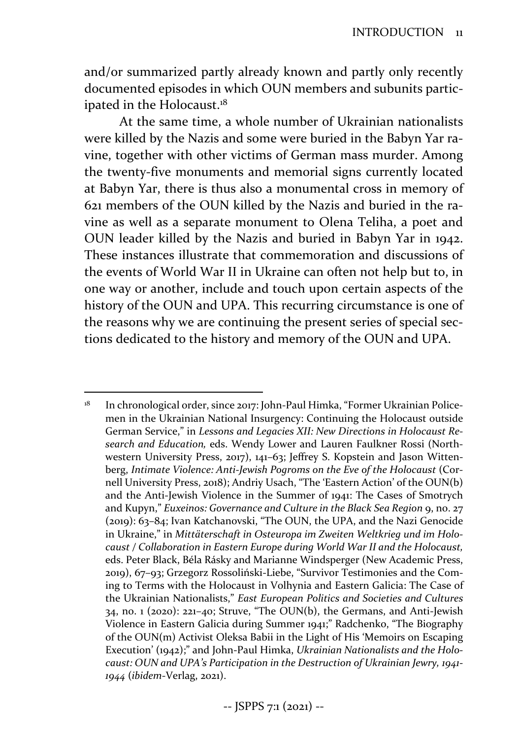and/or summarized partly already known and partly only recently documented episodes in which OUN members and subunits participated in the Holocaust.[18]

At the same time, a whole number of Ukrainian nationalists were killed by the Nazis and some were buried in the Babyn Yar ravine, together with other victims of German mass murder. Among the twenty-five monuments and memorial signs currently located at Babyn Yar, there is thus also a monumental cross in memory of 621 members of the OUN killed by the Nazis and buried in the ravine as well as a separate monument to Olena Teliha, a poet and OUN leader killed by the Nazis and buried in Babyn Yar in 1942. These instances illustrate that commemoration and discussions of the events of World War II in Ukraine can often not help but to, in one way or another, include and touch upon certain aspects of the history of the OUN and UPA. This recurring circumstance is one of the reasons why we are continuing the present series of special sections dedicated to the history and memory of the OUN and UPA.

---

[18] In chronological order, since 2017: John-Paul Himka, "Former Ukrainian Policemen in the Ukrainian National Insurgency: Continuing the Holocaust outside German Service," in *Lessons and Legacies XII: New Directions in Holocaust Research and Education,* eds. Wendy Lower and Lauren Faulkner Rossi (Northwestern University Press, 2017), 141–63; Jeffrey S. Kopstein and Jason Wittenberg, *Intimate Violence: Anti-Jewish Pogroms on the Eve of the Holocaust* (Cornell University Press, 2018); Andriy Usach, "The 'Eastern Action' of the OUN(b) and the Anti-Jewish Violence in the Summer of 1941: The Cases of Smotrych and Kupyn," *Euxeinos: Governance and Culture in the Black Sea Region* 9, no. 27 (2019): 63–84; Ivan Katchanovski, "The OUN, the UPA, and the Nazi Genocide in Ukraine," in *Mittäterschaft in Osteuropa im Zweiten Weltkrieg und im Holocaust / Collaboration in Eastern Europe during World War II and the Holocaust,* eds. Peter Black, Béla Rásky and Marianne Windsperger (New Academic Press, 2019), 67–93; Grzegorz Rossoliński-Liebe, "Survivor Testimonies and the Coming to Terms with the Holocaust in Volhynia and Eastern Galicia: The Case of the Ukrainian Nationalists," *East European Politics and Societies and Cultures* 34, no. 1 (2020): 221–40; Struve, "The OUN(b), the Germans, and Anti-Jewish Violence in Eastern Galicia during Summer 1941;" Radchenko, "The Biography of the OUN(m) Activist Oleksa Babii in the Light of His 'Memoirs on Escaping Execution' (1942);" and John-Paul Himka, *Ukrainian Nationalists and the Holocaust: OUN and UPA's Participation in the Destruction of Ukrainian Jewry, 1941-1944* (*ibidem*-Verlag, 2021).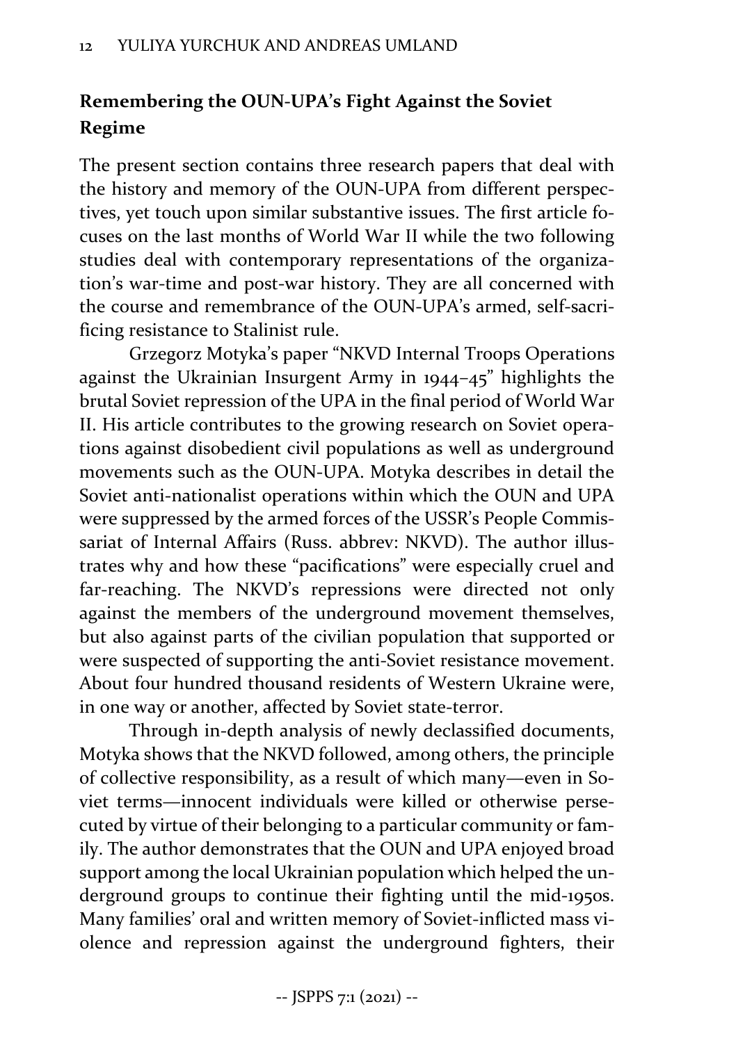## Remembering the OUN-UPA's Fight Against the Soviet Regime

The present section contains three research papers that deal with the history and memory of the OUN-UPA from different perspectives, yet touch upon similar substantive issues. The first article focuses on the last months of World War II while the two following studies deal with contemporary representations of the organization's war-time and post-war history. They are all concerned with the course and remembrance of the OUN-UPA's armed, self-sacrificing resistance to Stalinist rule.

Grzegorz Motyka's paper "NKVD Internal Troops Operations against the Ukrainian Insurgent Army in 1944–45" highlights the brutal Soviet repression of the UPA in the final period of World War II. His article contributes to the growing research on Soviet operations against disobedient civil populations as well as underground movements such as the OUN-UPA. Motyka describes in detail the Soviet anti-nationalist operations within which the OUN and UPA were suppressed by the armed forces of the USSR's People Commissariat of Internal Affairs (Russ. abbrev: NKVD). The author illustrates why and how these "pacifications" were especially cruel and far-reaching. The NKVD's repressions were directed not only against the members of the underground movement themselves, but also against parts of the civilian population that supported or were suspected of supporting the anti-Soviet resistance movement. About four hundred thousand residents of Western Ukraine were, in one way or another, affected by Soviet state-terror.

Through in-depth analysis of newly declassified documents, Motyka shows that the NKVD followed, among others, the principle of collective responsibility, as a result of which many—even in Soviet terms—innocent individuals were killed or otherwise persecuted by virtue of their belonging to a particular community or family. The author demonstrates that the OUN and UPA enjoyed broad support among the local Ukrainian population which helped the underground groups to continue their fighting until the mid-1950s. Many families' oral and written memory of Soviet-inflicted mass violence and repression against the underground fighters, their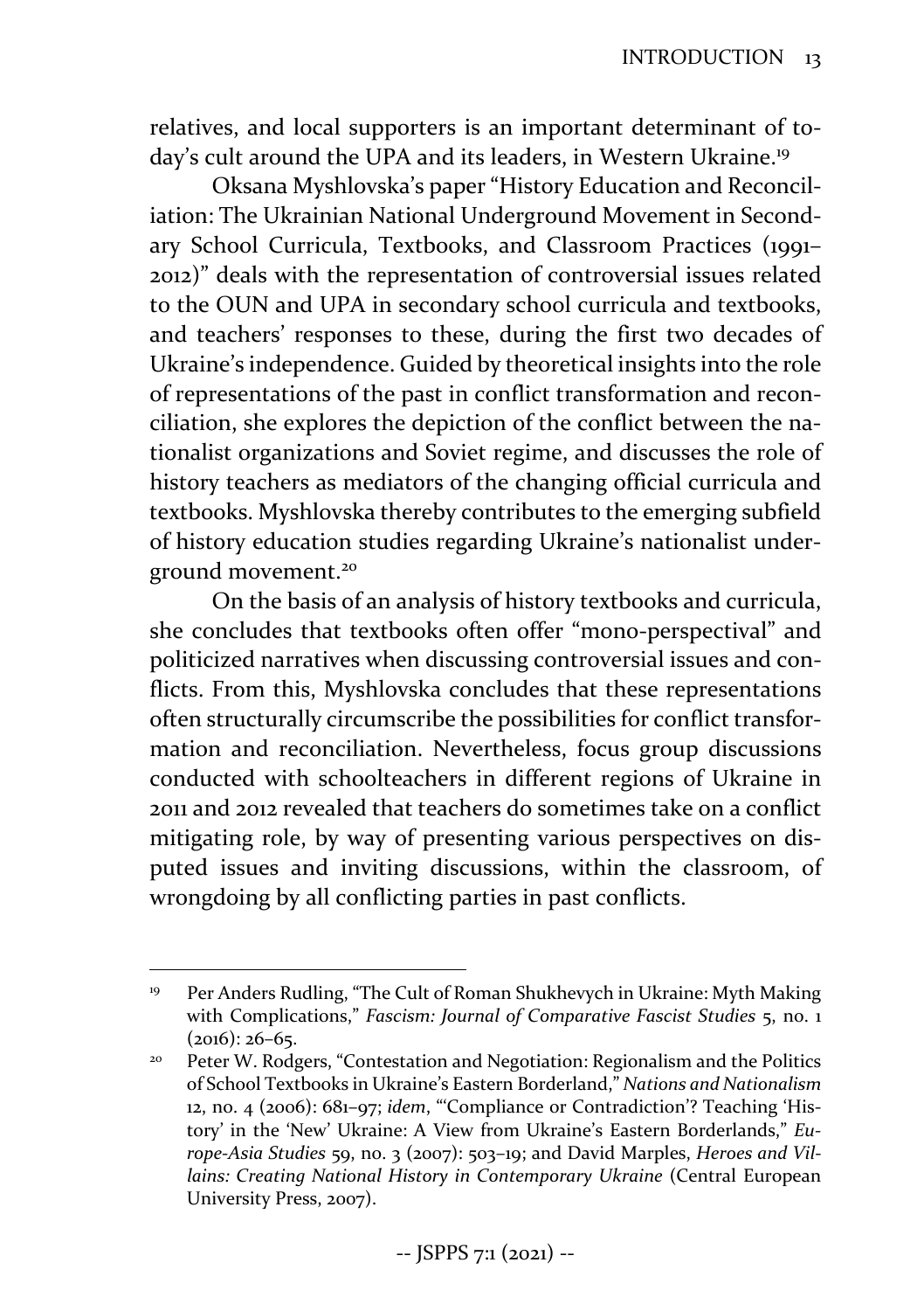relatives, and local supporters is an important determinant of today's cult around the UPA and its leaders, in Western Ukraine.[19]

Oksana Myshlovska's paper "History Education and Reconciliation: The Ukrainian National Underground Movement in Secondary School Curricula, Textbooks, and Classroom Practices (1991–2012)" deals with the representation of controversial issues related to the OUN and UPA in secondary school curricula and textbooks, and teachers' responses to these, during the first two decades of Ukraine's independence. Guided by theoretical insights into the role of representations of the past in conflict transformation and reconciliation, she explores the depiction of the conflict between the nationalist organizations and Soviet regime, and discusses the role of history teachers as mediators of the changing official curricula and textbooks. Myshlovska thereby contributes to the emerging subfield of history education studies regarding Ukraine's nationalist underground movement.[20]

On the basis of an analysis of history textbooks and curricula, she concludes that textbooks often offer "mono-perspectival" and politicized narratives when discussing controversial issues and conflicts. From this, Myshlovska concludes that these representations often structurally circumscribe the possibilities for conflict transformation and reconciliation. Nevertheless, focus group discussions conducted with schoolteachers in different regions of Ukraine in 2011 and 2012 revealed that teachers do sometimes take on a conflict mitigating role, by way of presenting various perspectives on disputed issues and inviting discussions, within the classroom, of wrongdoing by all conflicting parties in past conflicts.

---

[19] Per Anders Rudling, "The Cult of Roman Shukhevych in Ukraine: Myth Making with Complications," *Fascism: Journal of Comparative Fascist Studies* 5, no. 1 (2016): 26–65.

[20] Peter W. Rodgers, "Contestation and Negotiation: Regionalism and the Politics of School Textbooks in Ukraine's Eastern Borderland," *Nations and Nationalism* 12, no. 4 (2006): 681–97; *idem*, "'Compliance or Contradiction'? Teaching 'History' in the 'New' Ukraine: A View from Ukraine's Eastern Borderlands," *Europe-Asia Studies* 59, no. 3 (2007): 503–19; and David Marples, *Heroes and Villains: Creating National History in Contemporary Ukraine* (Central European University Press, 2007).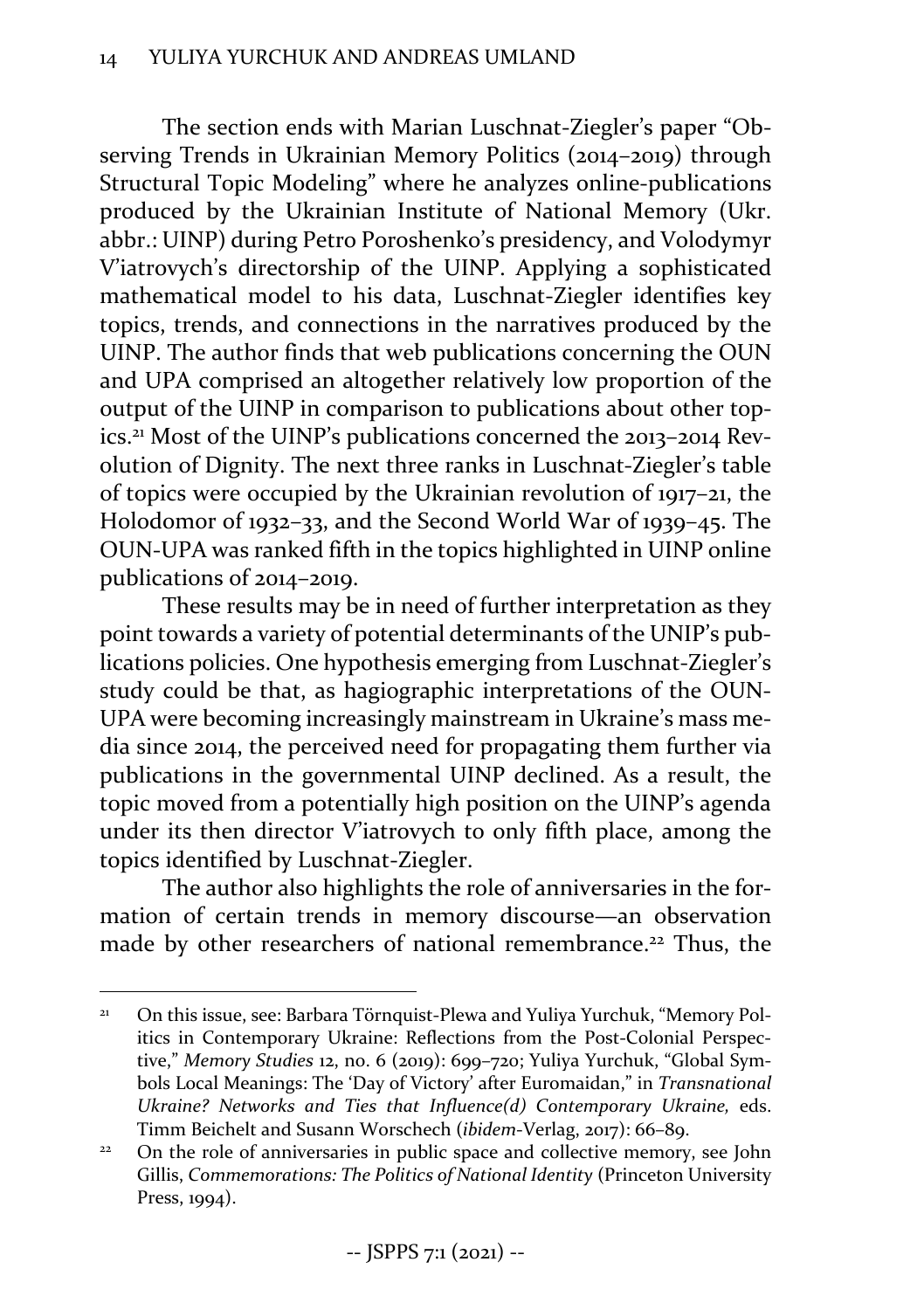The section ends with Marian Luschnat-Ziegler's paper "Observing Trends in Ukrainian Memory Politics (2014–2019) through Structural Topic Modeling" where he analyzes online-publications produced by the Ukrainian Institute of National Memory (Ukr. abbr.: UINP) during Petro Poroshenko's presidency, and Volodymyr V'iatrovych's directorship of the UINP. Applying a sophisticated mathematical model to his data, Luschnat-Ziegler identifies key topics, trends, and connections in the narratives produced by the UINP. The author finds that web publications concerning the OUN and UPA comprised an altogether relatively low proportion of the output of the UINP in comparison to publications about other topics.[21] Most of the UINP's publications concerned the 2013–2014 Revolution of Dignity. The next three ranks in Luschnat-Ziegler's table of topics were occupied by the Ukrainian revolution of 1917–21, the Holodomor of 1932–33, and the Second World War of 1939–45. The OUN-UPA was ranked fifth in the topics highlighted in UINP online publications of 2014–2019.

These results may be in need of further interpretation as they point towards a variety of potential determinants of the UNIP's publications policies. One hypothesis emerging from Luschnat-Ziegler's study could be that, as hagiographic interpretations of the OUN-UPA were becoming increasingly mainstream in Ukraine's mass media since 2014, the perceived need for propagating them further via publications in the governmental UINP declined. As a result, the topic moved from a potentially high position on the UINP's agenda under its then director V'iatrovych to only fifth place, among the topics identified by Luschnat-Ziegler.

The author also highlights the role of anniversaries in the formation of certain trends in memory discourse—an observation made by other researchers of national remembrance.[22] Thus, the

---

[21] On this issue, see: Barbara Törnquist-Plewa and Yuliya Yurchuk, "Memory Politics in Contemporary Ukraine: Reflections from the Post-Colonial Perspective," *Memory Studies* 12, no. 6 (2019): 699–720; Yuliya Yurchuk, "Global Symbols Local Meanings: The 'Day of Victory' after Euromaidan," in *Transnational Ukraine? Networks and Ties that Influence(d) Contemporary Ukraine,* eds. Timm Beichelt and Susann Worschech (*ibidem*-Verlag, 2017): 66–89.

[22] On the role of anniversaries in public space and collective memory, see John Gillis, *Commemorations: The Politics of National Identity* (Princeton University Press, 1994).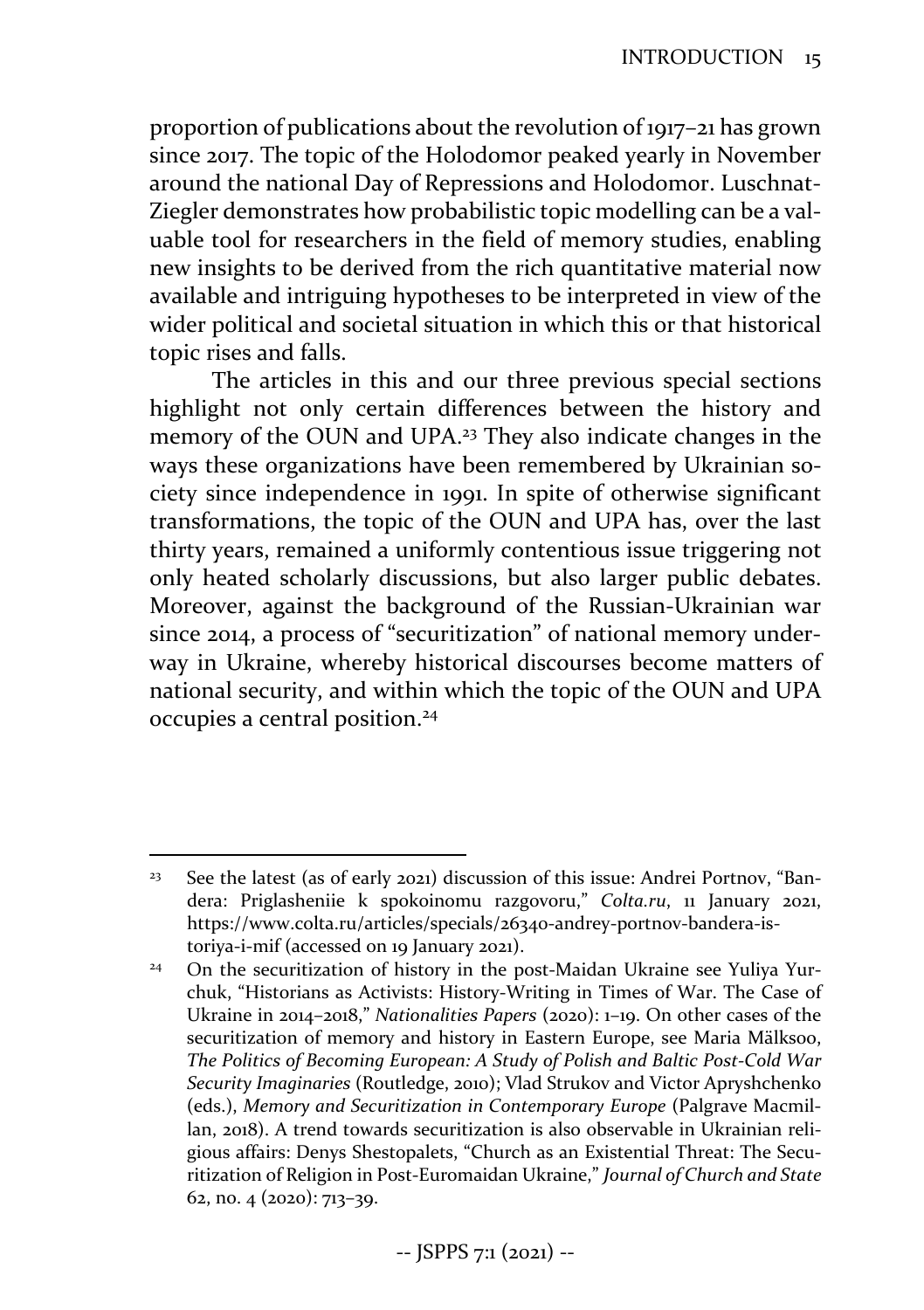proportion of publications about the revolution of 1917–21 has grown since 2017. The topic of the Holodomor peaked yearly in November around the national Day of Repressions and Holodomor. Luschnat-Ziegler demonstrates how probabilistic topic modelling can be a valuable tool for researchers in the field of memory studies, enabling new insights to be derived from the rich quantitative material now available and intriguing hypotheses to be interpreted in view of the wider political and societal situation in which this or that historical topic rises and falls.

The articles in this and our three previous special sections highlight not only certain differences between the history and memory of the OUN and UPA.[23] They also indicate changes in the ways these organizations have been remembered by Ukrainian society since independence in 1991. In spite of otherwise significant transformations, the topic of the OUN and UPA has, over the last thirty years, remained a uniformly contentious issue triggering not only heated scholarly discussions, but also larger public debates. Moreover, against the background of the Russian-Ukrainian war since 2014, a process of "securitization" of national memory underway in Ukraine, whereby historical discourses become matters of national security, and within which the topic of the OUN and UPA occupies a central position.[24]

---

[23] See the latest (as of early 2021) discussion of this issue: Andrei Portnov, "Bandera: Priglasheniie k spokoinomu razgovoru," *Colta.ru*, 11 January 2021, https://www.colta.ru/articles/specials/26340-andrey-portnov-bandera-istoriya-i-mif (accessed on 19 January 2021).

[24] On the securitization of history in the post-Maidan Ukraine see Yuliya Yurchuk, "Historians as Activists: History-Writing in Times of War. The Case of Ukraine in 2014–2018," *Nationalities Papers* (2020): 1–19. On other cases of the securitization of memory and history in Eastern Europe, see Maria Mälksoo, *The Politics of Becoming European: A Study of Polish and Baltic Post-Cold War Security Imaginaries* (Routledge, 2010); Vlad Strukov and Victor Apryshchenko (eds.), *Memory and Securitization in Contemporary Europe* (Palgrave Macmillan, 2018). A trend towards securitization is also observable in Ukrainian religious affairs: Denys Shestopalets, "Church as an Existential Threat: The Securitization of Religion in Post-Euromaidan Ukraine," *Journal of Church and State* 62, no. 4 (2020): 713–39.